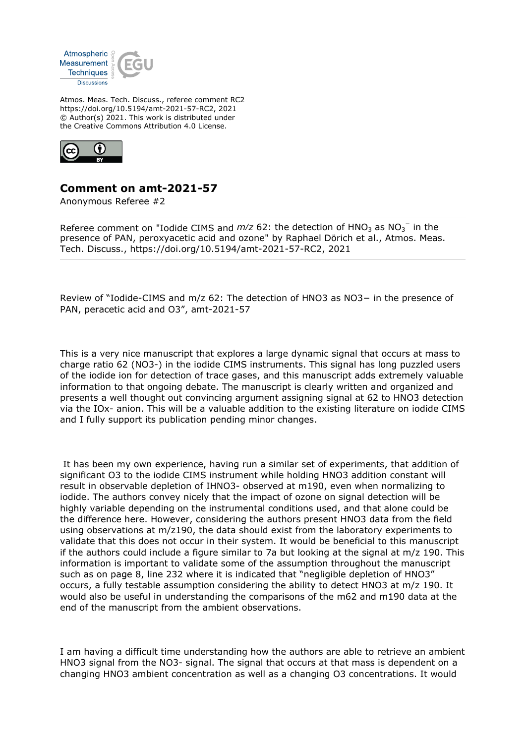Atmospheric Measurement Techniques Discussions

Atmos. Meas. Tech. Discuss., referee comment RC2
https://doi.org/10.5194/amt-2021-57-RC2, 2021
© Author(s) 2021. This work is distributed under the Creative Commons Attribution 4.0 License.

## Comment on amt-2021-57

Anonymous Referee #2

Referee comment on "Iodide CIMS and *m/z* 62: the detection of $HNO_3$ as $NO_3^-$ in the presence of PAN, peroxyacetic acid and ozone" by Raphael Dörich et al., Atmos. Meas. Tech. Discuss., https://doi.org/10.5194/amt-2021-57-RC2, 2021

Review of "Iodide-CIMS and m/z 62: The detection of HNO3 as NO3− in the presence of PAN, peracetic acid and O3", amt-2021-57

This is a very nice manuscript that explores a large dynamic signal that occurs at mass to charge ratio 62 (NO3-) in the iodide CIMS instruments. This signal has long puzzled users of the iodide ion for detection of trace gases, and this manuscript adds extremely valuable information to that ongoing debate. The manuscript is clearly written and organized and presents a well thought out convincing argument assigning signal at 62 to HNO3 detection via the IOx- anion. This will be a valuable addition to the existing literature on iodide CIMS and I fully support its publication pending minor changes.

It has been my own experience, having run a similar set of experiments, that addition of significant O3 to the iodide CIMS instrument while holding HNO3 addition constant will result in observable depletion of IHNO3- observed at m190, even when normalizing to iodide. The authors convey nicely that the impact of ozone on signal detection will be highly variable depending on the instrumental conditions used, and that alone could be the difference here. However, considering the authors present HNO3 data from the field using observations at m/z190, the data should exist from the laboratory experiments to validate that this does not occur in their system. It would be beneficial to this manuscript if the authors could include a figure similar to 7a but looking at the signal at m/z 190. This information is important to validate some of the assumption throughout the manuscript such as on page 8, line 232 where it is indicated that "negligible depletion of HNO3" occurs, a fully testable assumption considering the ability to detect HNO3 at m/z 190. It would also be useful in understanding the comparisons of the m62 and m190 data at the end of the manuscript from the ambient observations.

I am having a difficult time understanding how the authors are able to retrieve an ambient HNO3 signal from the NO3- signal. The signal that occurs at that mass is dependent on a changing HNO3 ambient concentration as well as a changing O3 concentrations. It would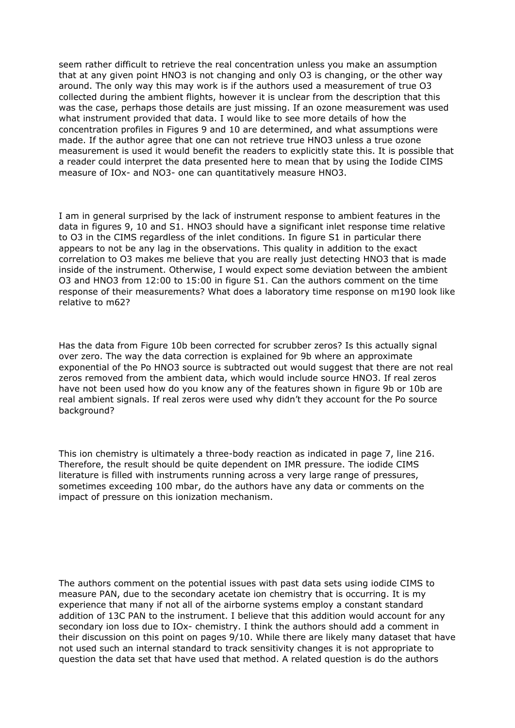seem rather difficult to retrieve the real concentration unless you make an assumption that at any given point $HNO_3$ is not changing and only $O_3$ is changing, or the other way around. The only way this may work is if the authors used a measurement of true $O_3$ collected during the ambient flights, however it is unclear from the description that this was the case, perhaps those details are just missing. If an ozone measurement was used what instrument provided that data. I would like to see more details of how the concentration profiles in Figures 9 and 10 are determined, and what assumptions were made. If the author agree that one can not retrieve true $HNO_3$ unless a true ozone measurement is used it would benefit the readers to explicitly state this. It is possible that a reader could interpret the data presented here to mean that by using the Iodide CIMS measure of $IO_x^-$ and $NO_3^-$ one can quantitatively measure $HNO_3$.

I am in general surprised by the lack of instrument response to ambient features in the data in figures 9, 10 and S1. $HNO_3$ should have a significant inlet response time relative to $O_3$ in the CIMS regardless of the inlet conditions. In figure S1 in particular there appears to not be any lag in the observations. This quality in addition to the exact correlation to $O_3$ makes me believe that you are really just detecting $HNO_3$ that is made inside of the instrument. Otherwise, I would expect some deviation between the ambient $O_3$ and $HNO_3$ from 12:00 to 15:00 in figure S1. Can the authors comment on the time response of their measurements? What does a laboratory time response on m190 look like relative to m62?

Has the data from Figure 10b been corrected for scrubber zeros? Is this actually signal over zero. The way the data correction is explained for 9b where an approximate exponential of the Po $HNO_3$ source is subtracted out would suggest that there are not real zeros removed from the ambient data, which would include source $HNO_3$. If real zeros have not been used how do you know any of the features shown in figure 9b or 10b are real ambient signals. If real zeros were used why didn't they account for the Po source background?

This ion chemistry is ultimately a three-body reaction as indicated in page 7, line 216. Therefore, the result should be quite dependent on IMR pressure. The iodide CIMS literature is filled with instruments running across a very large range of pressures, sometimes exceeding 100 mbar, do the authors have any data or comments on the impact of pressure on this ionization mechanism.

The authors comment on the potential issues with past data sets using iodide CIMS to measure PAN, due to the secondary acetate ion chemistry that is occurring. It is my experience that many if not all of the airborne systems employ a constant standard addition of 13C PAN to the instrument. I believe that this addition would account for any secondary ion loss due to $IO_x^-$ chemistry. I think the authors should add a comment in their discussion on this point on pages 9/10. While there are likely many dataset that have not used such an internal standard to track sensitivity changes it is not appropriate to question the data set that have used that method. A related question is do the authors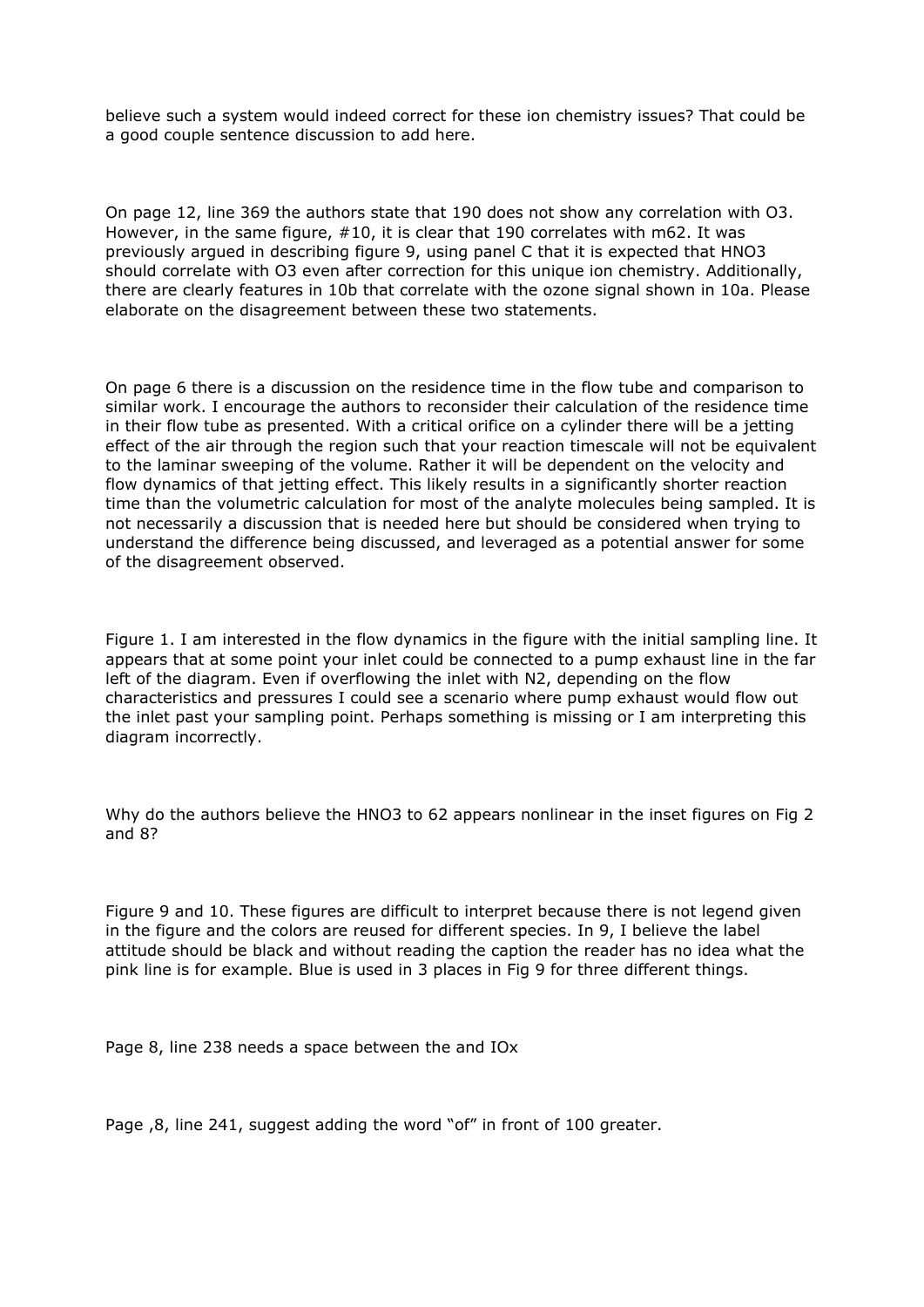believe such a system would indeed correct for these ion chemistry issues? That could be a good couple sentence discussion to add here.

On page 12, line 369 the authors state that 190 does not show any correlation with $O_3$. However, in the same figure, #10, it is clear that 190 correlates with m62. It was previously argued in describing figure 9, using panel C that it is expected that $HNO_3$ should correlate with $O_3$ even after correction for this unique ion chemistry. Additionally, there are clearly features in 10b that correlate with the ozone signal shown in 10a. Please elaborate on the disagreement between these two statements.

On page 6 there is a discussion on the residence time in the flow tube and comparison to similar work. I encourage the authors to reconsider their calculation of the residence time in their flow tube as presented. With a critical orifice on a cylinder there will be a jetting effect of the air through the region such that your reaction timescale will not be equivalent to the laminar sweeping of the volume. Rather it will be dependent on the velocity and flow dynamics of that jetting effect. This likely results in a significantly shorter reaction time than the volumetric calculation for most of the analyte molecules being sampled. It is not necessarily a discussion that is needed here but should be considered when trying to understand the difference being discussed, and leveraged as a potential answer for some of the disagreement observed.

Figure 1. I am interested in the flow dynamics in the figure with the initial sampling line. It appears that at some point your inlet could be connected to a pump exhaust line in the far left of the diagram. Even if overflowing the inlet with $N_2$, depending on the flow characteristics and pressures I could see a scenario where pump exhaust would flow out the inlet past your sampling point. Perhaps something is missing or I am interpreting this diagram incorrectly.

Why do the authors believe the $HNO_3$ to 62 appears nonlinear in the inset figures on Fig 2 and 8?

Figure 9 and 10. These figures are difficult to interpret because there is not legend given in the figure and the colors are reused for different species. In 9, I believe the label attitude should be black and without reading the caption the reader has no idea what the pink line is for example. Blue is used in 3 places in Fig 9 for three different things.

Page 8, line 238 needs a space between the and IOx

Page ,8, line 241, suggest adding the word "of" in front of 100 greater.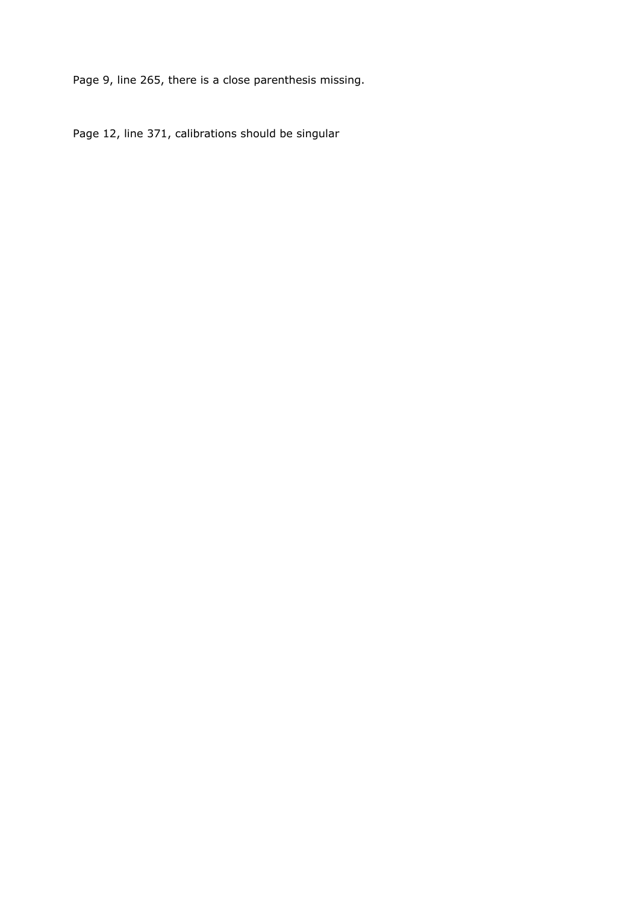Page 9, line 265, there is a close parenthesis missing.

Page 12, line 371, calibrations should be singular